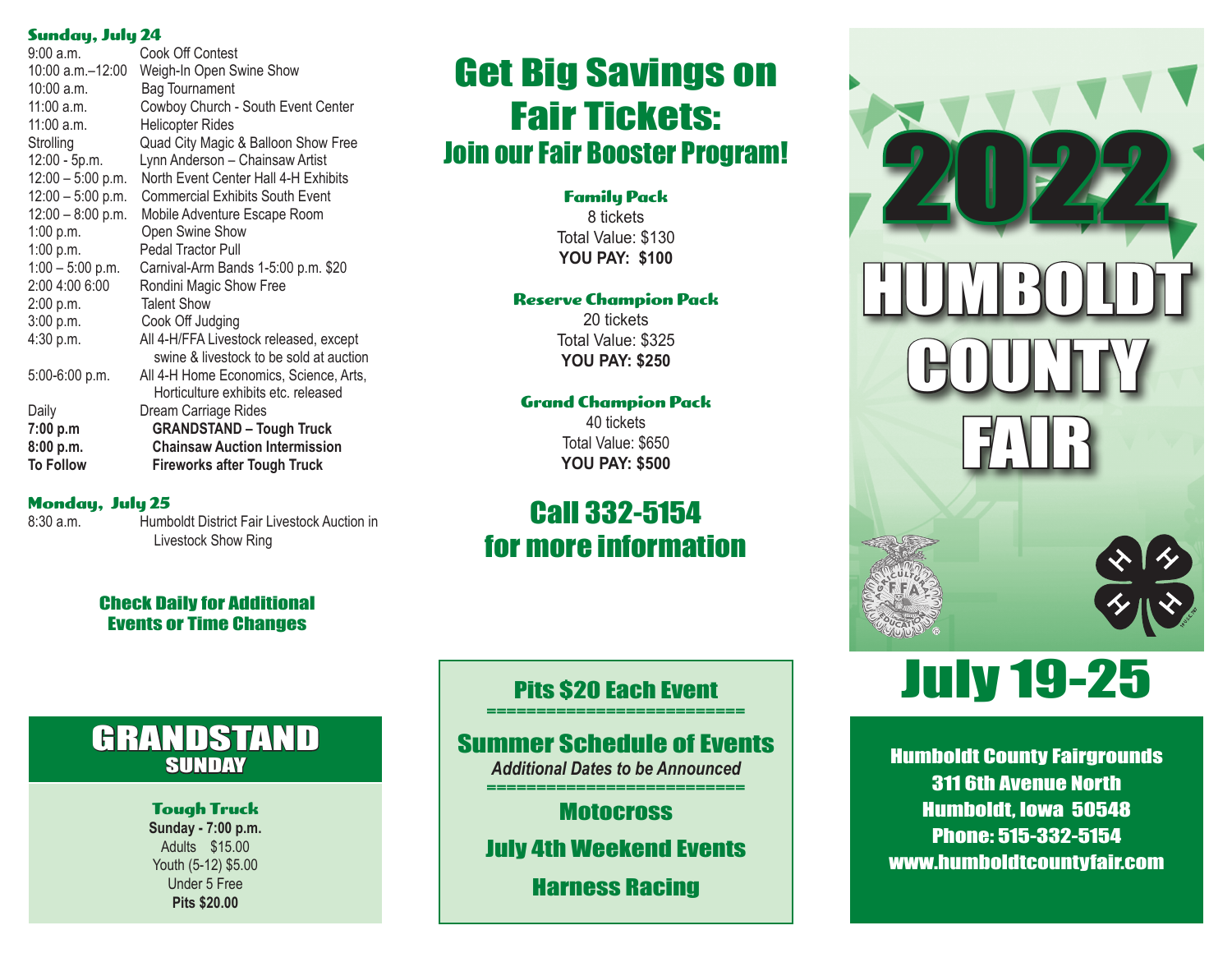### Sunday, July 24

| | |
|---|---|
| 9:00 a.m. | Cook Off Contest |
| 10:00 a.m.–12:00 | Weigh-In Open Swine Show |
| 10:00 a.m. | Bag Tournament |
| 11:00 a.m. | Cowboy Church - South Event Center |
| 11:00 a.m. | Helicopter Rides |
| Strolling | Quad City Magic & Balloon Show Free |
| 12:00 - 5p.m. | Lynn Anderson – Chainsaw Artist |
| 12:00 – 5:00 p.m. | North Event Center Hall 4-H Exhibits |
| 12:00 – 5:00 p.m. | Commercial Exhibits South Event |
| 12:00 – 8:00 p.m. | Mobile Adventure Escape Room |
| 1:00 p.m. | Open Swine Show |
| 1:00 p.m. | Pedal Tractor Pull |
| 1:00 – 5:00 p.m. | Carnival-Arm Bands 1-5:00 p.m. $20 |
| 2:00 4:00 6:00 | Rondini Magic Show Free |
| 2:00 p.m. | Talent Show |
| 3:00 p.m. | Cook Off Judging |
| 4:30 p.m. | All 4-H/FFA Livestock released, except swine & livestock to be sold at auction |
| 5:00-6:00 p.m. | All 4-H Home Economics, Science, Arts, Horticulture exhibits etc. released |
| Daily | Dream Carriage Rides |
| **7:00 p.m** | **GRANDSTAND – Tough Truck** |
| **8:00 p.m.** | **Chainsaw Auction Intermission** |
| **To Follow** | **Fireworks after Tough Truck** |

### Monday, July 25

| | |
|---|---|
| 8:30 a.m. | Humboldt District Fair Livestock Auction in Livestock Show Ring |

**Check Daily for Additional Events or Time Changes**

## GRANDSTAND
### SUNDAY

**Tough Truck**
**Sunday - 7:00 p.m.**
Adults $15.00
Youth (5-12) $5.00
Under 5 Free
**Pits $20.00**

# Get Big Savings on Fair Tickets:
## Join our Fair Booster Program!

**Family Pack**
8 tickets
Total Value: $130
**YOU PAY: $100**

**Reserve Champion Pack**
20 tickets
Total Value: $325
**YOU PAY: $250**

**Grand Champion Pack**
40 tickets
Total Value: $650
**YOU PAY: $500**

## Call 332-5154 for more information

**Pits $20 Each Event**

## Summer Schedule of Events
*Additional Dates to be Announced*

**Motocross**

**July 4th Weekend Events**

**Harness Racing**

# 2022 HUMBOLDT COUNTY FAIR

# July 19-25

**Humboldt County Fairgrounds**
**311 6th Avenue North**
**Humboldt, Iowa 50548**
**Phone: 515-332-5154**
**www.humboldtcountyfair.com**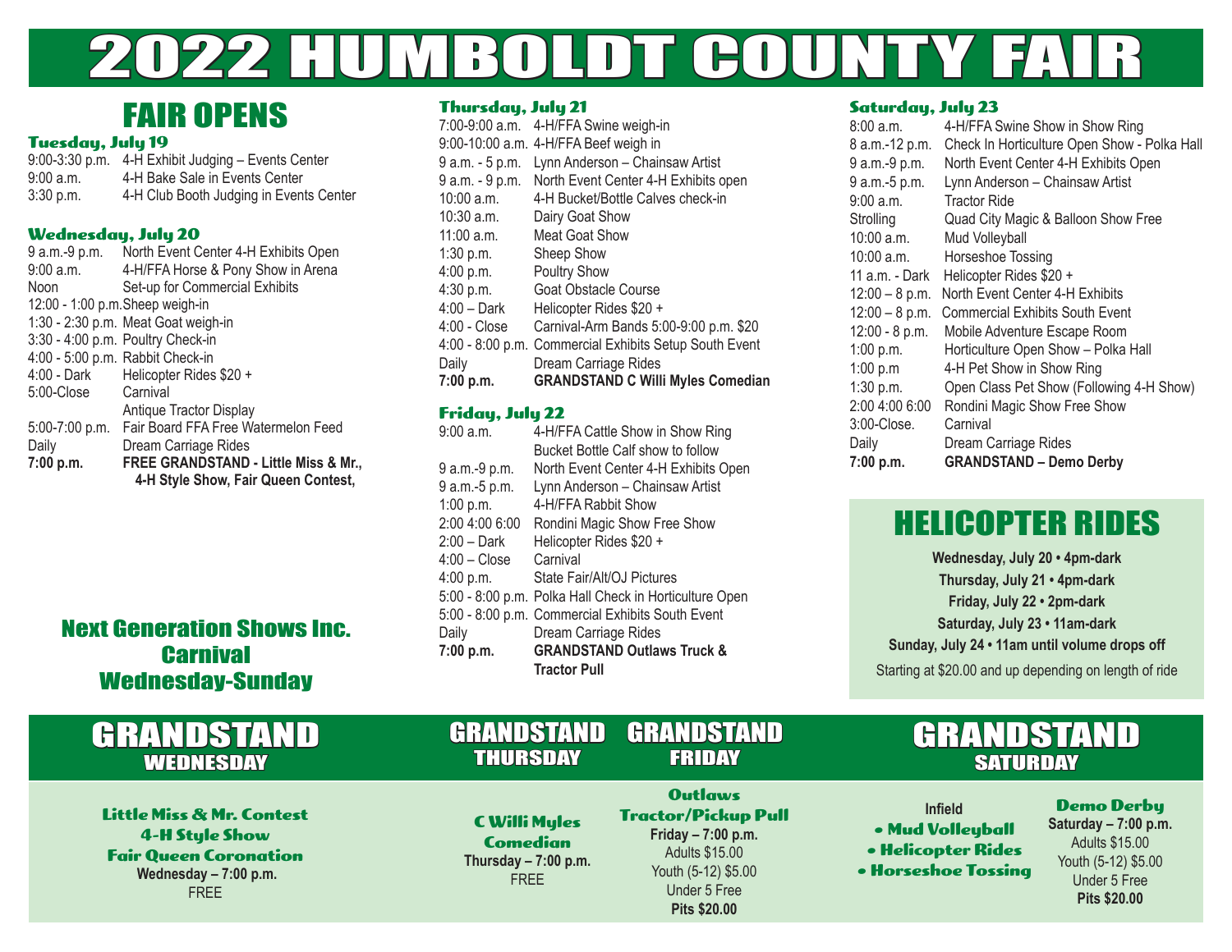# 2022 HUMBOLDT COUNTY FAIR

## FAIR OPENS

### Tuesday, July 19

| | |
|---|---|
| 9:00-3:30 p.m. | 4-H Exhibit Judging – Events Center |
| 9:00 a.m. | 4-H Bake Sale in Events Center |
| 3:30 p.m. | 4-H Club Booth Judging in Events Center |

### Wednesday, July 20

| | |
|---|---|
| 9 a.m.-9 p.m. | North Event Center 4-H Exhibits Open |
| 9:00 a.m. | 4-H/FFA Horse & Pony Show in Arena |
| Noon | Set-up for Commercial Exhibits |
| 12:00 - 1:00 p.m. | Sheep weigh-in |
| 1:30 - 2:30 p.m. | Meat Goat weigh-in |
| 3:30 - 4:00 p.m. | Poultry Check-in |
| 4:00 - 5:00 p.m. | Rabbit Check-in |
| 4:00 - Dark | Helicopter Rides $20 + |
| 5:00-Close | Carnival |
| | Antique Tractor Display |
| 5:00-7:00 p.m. | Fair Board FFA Free Watermelon Feed |
| Daily | Dream Carriage Rides |
| **7:00 p.m.** | **FREE GRANDSTAND - Little Miss & Mr., 4-H Style Show, Fair Queen Contest,** |

## Next Generation Shows Inc. Carnival Wednesday-Sunday

### Thursday, July 21

| | |
|---|---|
| 7:00-9:00 a.m. | 4-H/FFA Swine weigh-in |
| 9:00-10:00 a.m. | 4-H/FFA Beef weigh in |
| 9 a.m. - 5 p.m. | Lynn Anderson – Chainsaw Artist |
| 9 a.m. - 9 p.m. | North Event Center 4-H Exhibits open |
| 10:00 a.m. | 4-H Bucket/Bottle Calves check-in |
| 10:30 a.m. | Dairy Goat Show |
| 11:00 a.m. | Meat Goat Show |
| 1:30 p.m. | Sheep Show |
| 4:00 p.m. | Poultry Show |
| 4:30 p.m. | Goat Obstacle Course |
| 4:00 – Dark | Helicopter Rides $20 + |
| 4:00 - Close | Carnival-Arm Bands 5:00-9:00 p.m. $20 |
| 4:00 - 8:00 p.m. | Commercial Exhibits Setup South Event |
| Daily | Dream Carriage Rides |
| **7:00 p.m.** | **GRANDSTAND C Willi Myles Comedian** |

### Friday, July 22

| | |
|---|---|
| 9:00 a.m. | 4-H/FFA Cattle Show in Show Ring |
| | Bucket Bottle Calf show to follow |
| 9 a.m.-9 p.m. | North Event Center 4-H Exhibits Open |
| 9 a.m.-5 p.m. | Lynn Anderson – Chainsaw Artist |
| 1:00 p.m. | 4-H/FFA Rabbit Show |
| 2:00 4:00 6:00 | Rondini Magic Show Free Show |
| 2:00 – Dark | Helicopter Rides $20 + |
| 4:00 – Close | Carnival |
| 4:00 p.m. | State Fair/Alt/OJ Pictures |
| 5:00 - 8:00 p.m. | Polka Hall Check in Horticulture Open |
| 5:00 - 8:00 p.m. | Commercial Exhibits South Event |
| Daily | Dream Carriage Rides |
| **7:00 p.m.** | **GRANDSTAND Outlaws Truck & Tractor Pull** |

### Saturday, July 23

| | |
|---|---|
| 8:00 a.m. | 4-H/FFA Swine Show in Show Ring |
| 8 a.m.-12 p.m. | Check In Horticulture Open Show - Polka Hall |
| 9 a.m.-9 p.m. | North Event Center 4-H Exhibits Open |
| 9 a.m.-5 p.m. | Lynn Anderson – Chainsaw Artist |
| 9:00 a.m. | Tractor Ride |
| Strolling | Quad City Magic & Balloon Show Free |
| 10:00 a.m. | Mud Volleyball |
| 10:00 a.m. | Horseshoe Tossing |
| 11 a.m. - Dark | Helicopter Rides $20 + |
| 12:00 – 8 p.m. | North Event Center 4-H Exhibits |
| 12:00 – 8 p.m. | Commercial Exhibits South Event |
| 12:00 - 8 p.m. | Mobile Adventure Escape Room |
| 1:00 p.m. | Horticulture Open Show – Polka Hall |
| 1:00 p.m | 4-H Pet Show in Show Ring |
| 1:30 p.m. | Open Class Pet Show (Following 4-H Show) |
| 2:00 4:00 6:00 | Rondini Magic Show Free Show |
| 3:00-Close. | Carnival |
| Daily | Dream Carriage Rides |
| **7:00 p.m.** | **GRANDSTAND – Demo Derby** |

## HELICOPTER RIDES

**Wednesday, July 20 • 4pm-dark**
**Thursday, July 21 • 4pm-dark**
**Friday, July 22 • 2pm-dark**
**Saturday, July 23 • 11am-dark**
**Sunday, July 24 • 11am until volume drops off**

Starting at $20.00 and up depending on length of ride

## GRANDSTAND WEDNESDAY

**Little Miss & Mr. Contest**
**4-H Style Show**
**Fair Queen Coronation**
**Wednesday – 7:00 p.m.**
FREE

## GRANDSTAND THURSDAY

**C Willi Myles Comedian**
**Thursday – 7:00 p.m.**
FREE

## GRANDSTAND FRIDAY

**Outlaws Tractor/Pickup Pull**
**Friday – 7:00 p.m.**
Adults $15.00
Youth (5-12) $5.00
Under 5 Free
**Pits $20.00**

## GRANDSTAND SATURDAY

**Infield**
- **Mud Volleyball**
- **Helicopter Rides**
- **Horseshoe Tossing**

**Demo Derby**
**Saturday – 7:00 p.m.**
Adults $15.00
Youth (5-12) $5.00
Under 5 Free
**Pits $20.00**